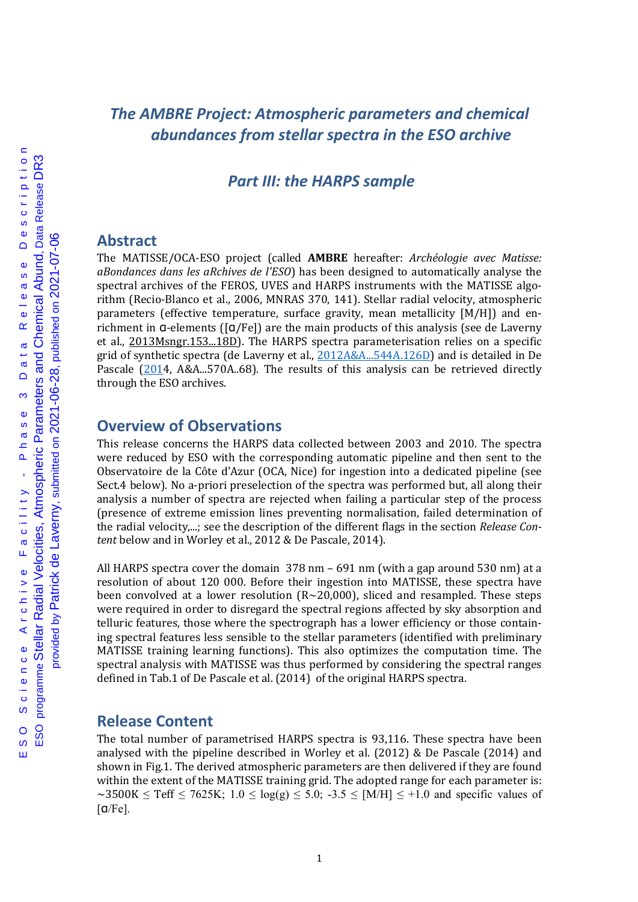# *The AMBRE Project: Atmospheric parameters and chemical abundances from stellar spectra in the ESO archive*

## *Part III: the HARPS sample*

## Abstract

The MATISSE/OCA-ESO project (called **AMBRE** hereafter: *Archéologie avec Matisse: aBondances dans les aRchives de l'ESO*) has been designed to automatically analyse the spectral archives of the FEROS, UVES and HARPS instruments with the MATISSE algorithm (Recio-Blanco et al., 2006, MNRAS 370, 141). Stellar radial velocity, atmospheric parameters (effective temperature, surface gravity, mean metallicity [M/H]) and enrichment in α-elements ([α/Fe]) are the main products of this analysis (see de Laverny et al., 2013Msngr.153...18D). The HARPS spectra parameterisation relies on a specific grid of synthetic spectra (de Laverny et al., 2012A&A...544A.126D) and is detailed in De Pascale (2014, A&A...570A..68). The results of this analysis can be retrieved directly through the ESO archives.

## Overview of Observations

This release concerns the HARPS data collected between 2003 and 2010. The spectra were reduced by ESO with the corresponding automatic pipeline and then sent to the Observatoire de la Côte d'Azur (OCA, Nice) for ingestion into a dedicated pipeline (see Sect.4 below). No a-priori preselection of the spectra was performed but, all along their analysis a number of spectra are rejected when failing a particular step of the process (presence of extreme emission lines preventing normalisation, failed determination of the radial velocity,...; see the description of the different flags in the section *Release Content* below and in Worley et al., 2012 & De Pascale, 2014).

All HARPS spectra cover the domain 378 nm – 691 nm (with a gap around 530 nm) at a resolution of about 120 000. Before their ingestion into MATISSE, these spectra have been convolved at a lower resolution (R~20,000), sliced and resampled. These steps were required in order to disregard the spectral regions affected by sky absorption and telluric features, those where the spectrograph has a lower efficiency or those containing spectral features less sensible to the stellar parameters (identified with preliminary MATISSE training learning functions). This also optimizes the computation time. The spectral analysis with MATISSE was thus performed by considering the spectral ranges defined in Tab.1 of De Pascale et al. (2014) of the original HARPS spectra.

## Release Content

The total number of parametrised HARPS spectra is 93,116. These spectra have been analysed with the pipeline described in Worley et al. (2012) & De Pascale (2014) and shown in Fig.1. The derived atmospheric parameters are then delivered if they are found within the extent of the MATISSE training grid. The adopted range for each parameter is: $\sim 3500\text{K} \leq \text{Teff} \leq 7625\text{K}$; $1.0 \leq \log(g) \leq 5.0$; $-3.5 \leq [\text{M/H}] \leq +1.0$ and specific values of [α/Fe].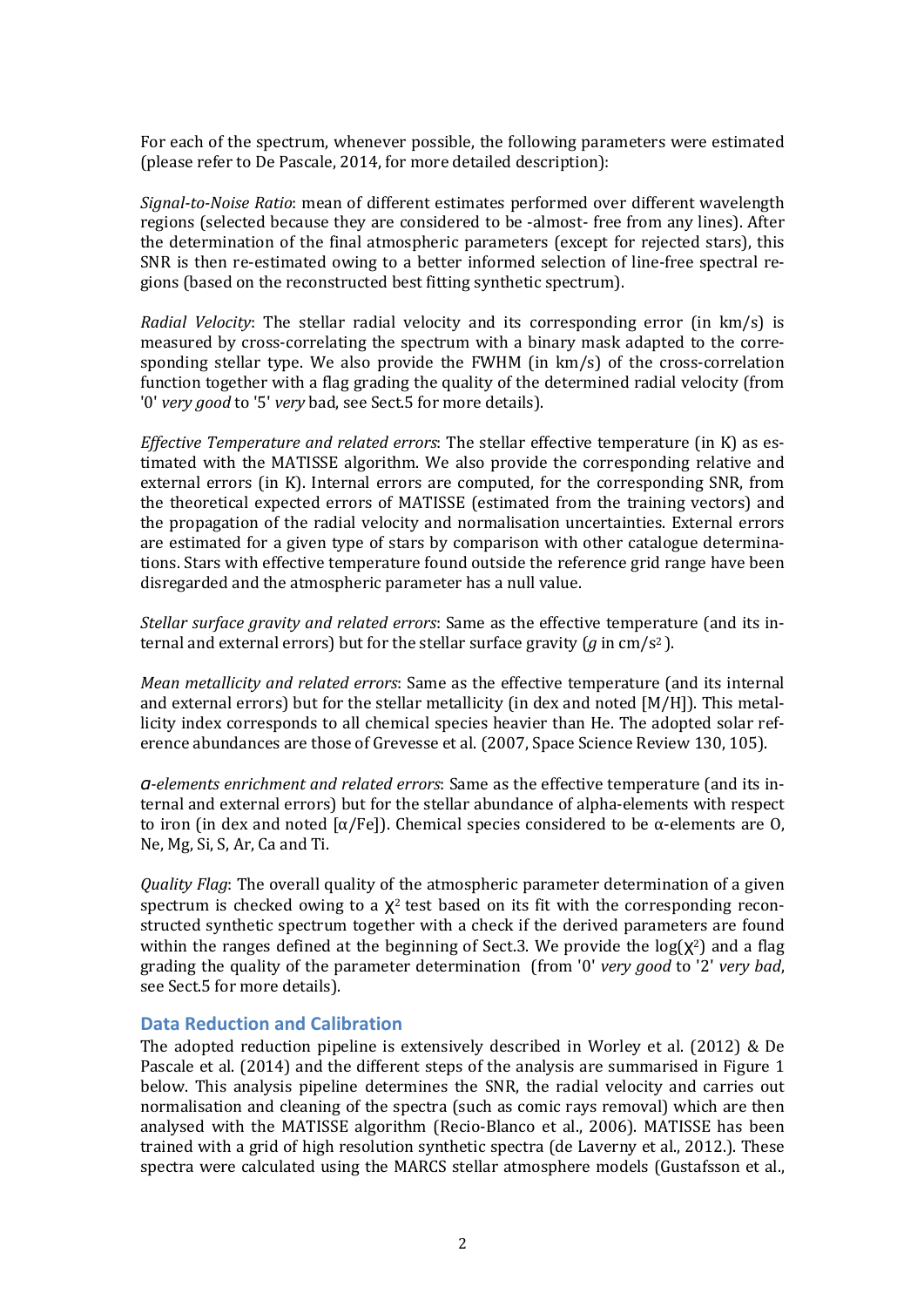For each of the spectrum, whenever possible, the following parameters were estimated (please refer to De Pascale, 2014, for more detailed description):

*Signal-to-Noise Ratio*: mean of different estimates performed over different wavelength regions (selected because they are considered to be -almost- free from any lines). After the determination of the final atmospheric parameters (except for rejected stars), this SNR is then re-estimated owing to a better informed selection of line-free spectral regions (based on the reconstructed best fitting synthetic spectrum).

*Radial Velocity*: The stellar radial velocity and its corresponding error (in km/s) is measured by cross-correlating the spectrum with a binary mask adapted to the corresponding stellar type. We also provide the FWHM (in km/s) of the cross-correlation function together with a flag grading the quality of the determined radial velocity (from '0' *very good* to '5' *very* bad, see Sect.5 for more details).

*Effective Temperature and related errors*: The stellar effective temperature (in K) as estimated with the MATISSE algorithm. We also provide the corresponding relative and external errors (in K). Internal errors are computed, for the corresponding SNR, from the theoretical expected errors of MATISSE (estimated from the training vectors) and the propagation of the radial velocity and normalisation uncertainties. External errors are estimated for a given type of stars by comparison with other catalogue determinations. Stars with effective temperature found outside the reference grid range have been disregarded and the atmospheric parameter has a null value.

*Stellar surface gravity and related errors*: Same as the effective temperature (and its internal and external errors) but for the stellar surface gravity (*g* in $cm/s^2$ ).

*Mean metallicity and related errors*: Same as the effective temperature (and its internal and external errors) but for the stellar metallicity (in dex and noted [M/H]). This metallicity index corresponds to all chemical species heavier than He. The adopted solar reference abundances are those of Grevesse et al. (2007, Space Science Review 130, 105).

*α-elements enrichment and related errors*: Same as the effective temperature (and its internal and external errors) but for the stellar abundance of alpha-elements with respect to iron (in dex and noted [α/Fe]). Chemical species considered to be α-elements are O, Ne, Mg, Si, S, Ar, Ca and Ti.

*Quality Flag*: The overall quality of the atmospheric parameter determination of a given spectrum is checked owing to a $\chi^2$ test based on its fit with the corresponding reconstructed synthetic spectrum together with a check if the derived parameters are found within the ranges defined at the beginning of Sect.3. We provide the $\log(\chi^2)$ and a flag grading the quality of the parameter determination (from '0' *very good* to '2' *very bad*, see Sect.5 for more details).

## Data Reduction and Calibration

The adopted reduction pipeline is extensively described in Worley et al. (2012) & De Pascale et al. (2014) and the different steps of the analysis are summarised in Figure 1 below. This analysis pipeline determines the SNR, the radial velocity and carries out normalisation and cleaning of the spectra (such as comic rays removal) which are then analysed with the MATISSE algorithm (Recio-Blanco et al., 2006). MATISSE has been trained with a grid of high resolution synthetic spectra (de Laverny et al., 2012.). These spectra were calculated using the MARCS stellar atmosphere models (Gustafsson et al.,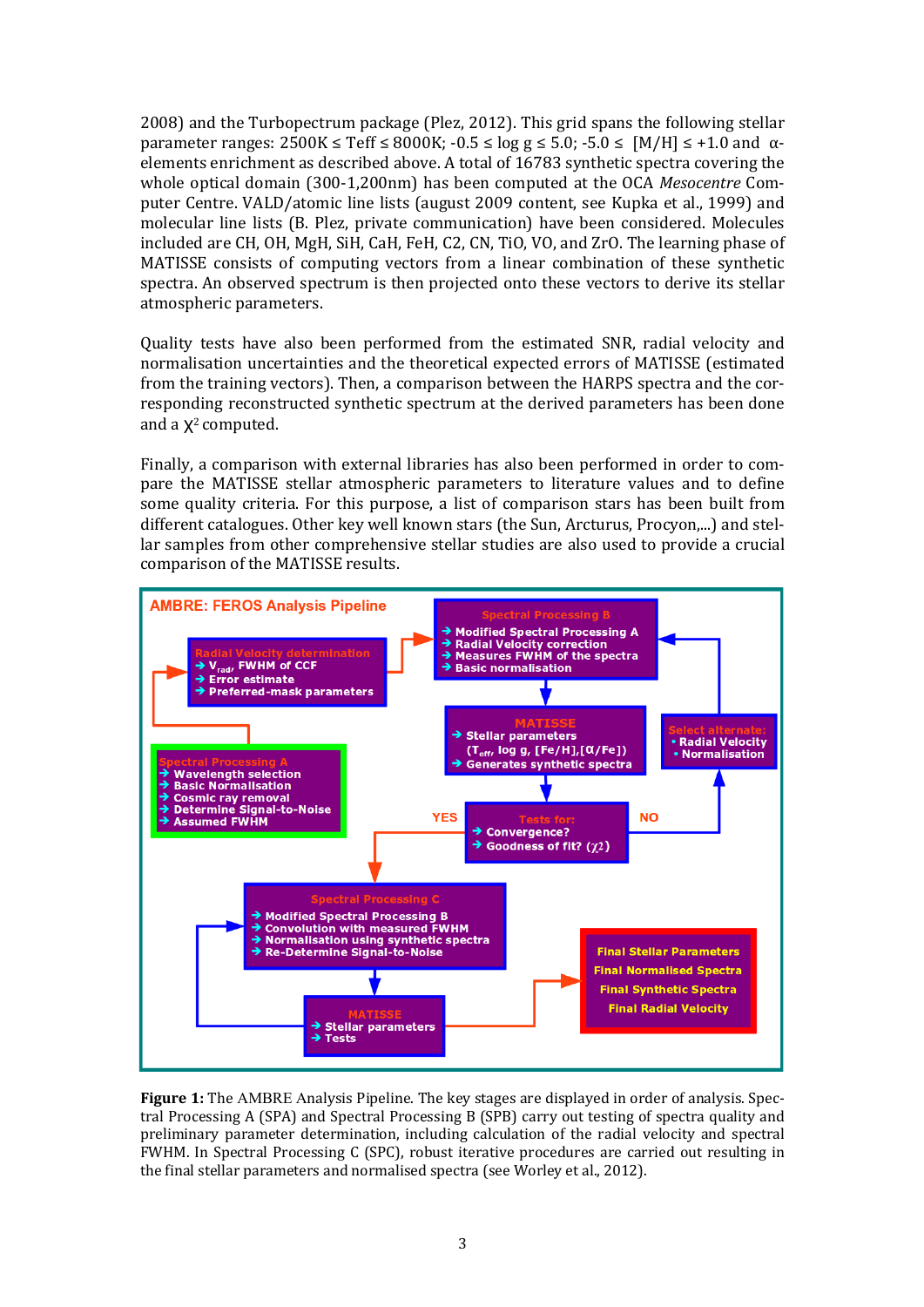2008) and the Turbopectrum package (Plez, 2012). This grid spans the following stellar parameter ranges: 2500K ≤ Teff ≤ 8000K; -0.5 ≤ log g ≤ 5.0; -5.0 ≤ [M/H] ≤ +1.0 and α-elements enrichment as described above. A total of 16783 synthetic spectra covering the whole optical domain (300-1,200nm) has been computed at the OCA *Mesocentre* Computer Centre. VALD/atomic line lists (august 2009 content, see Kupka et al., 1999) and molecular line lists (B. Plez, private communication) have been considered. Molecules included are CH, OH, MgH, SiH, CaH, FeH, C2, CN, TiO, VO, and ZrO. The learning phase of MATISSE consists of computing vectors from a linear combination of these synthetic spectra. An observed spectrum is then projected onto these vectors to derive its stellar atmospheric parameters.

Quality tests have also been performed from the estimated SNR, radial velocity and normalisation uncertainties and the theoretical expected errors of MATISSE (estimated from the training vectors). Then, a comparison between the HARPS spectra and the corresponding reconstructed synthetic spectrum at the derived parameters has been done and a $\chi^2$ computed.

Finally, a comparison with external libraries has also been performed in order to compare the MATISSE stellar atmospheric parameters to literature values and to define some quality criteria. For this purpose, a list of comparison stars has been built from different catalogues. Other key well known stars (the Sun, Arcturus, Procyon,...) and stellar samples from other comprehensive stellar studies are also used to provide a crucial comparison of the MATISSE results.

**Figure 1:** The AMBRE Analysis Pipeline. The key stages are displayed in order of analysis. Spectral Processing A (SPA) and Spectral Processing B (SPB) carry out testing of spectra quality and preliminary parameter determination, including calculation of the radial velocity and spectral FWHM. In Spectral Processing C (SPC), robust iterative procedures are carried out resulting in the final stellar parameters and normalised spectra (see Worley et al., 2012).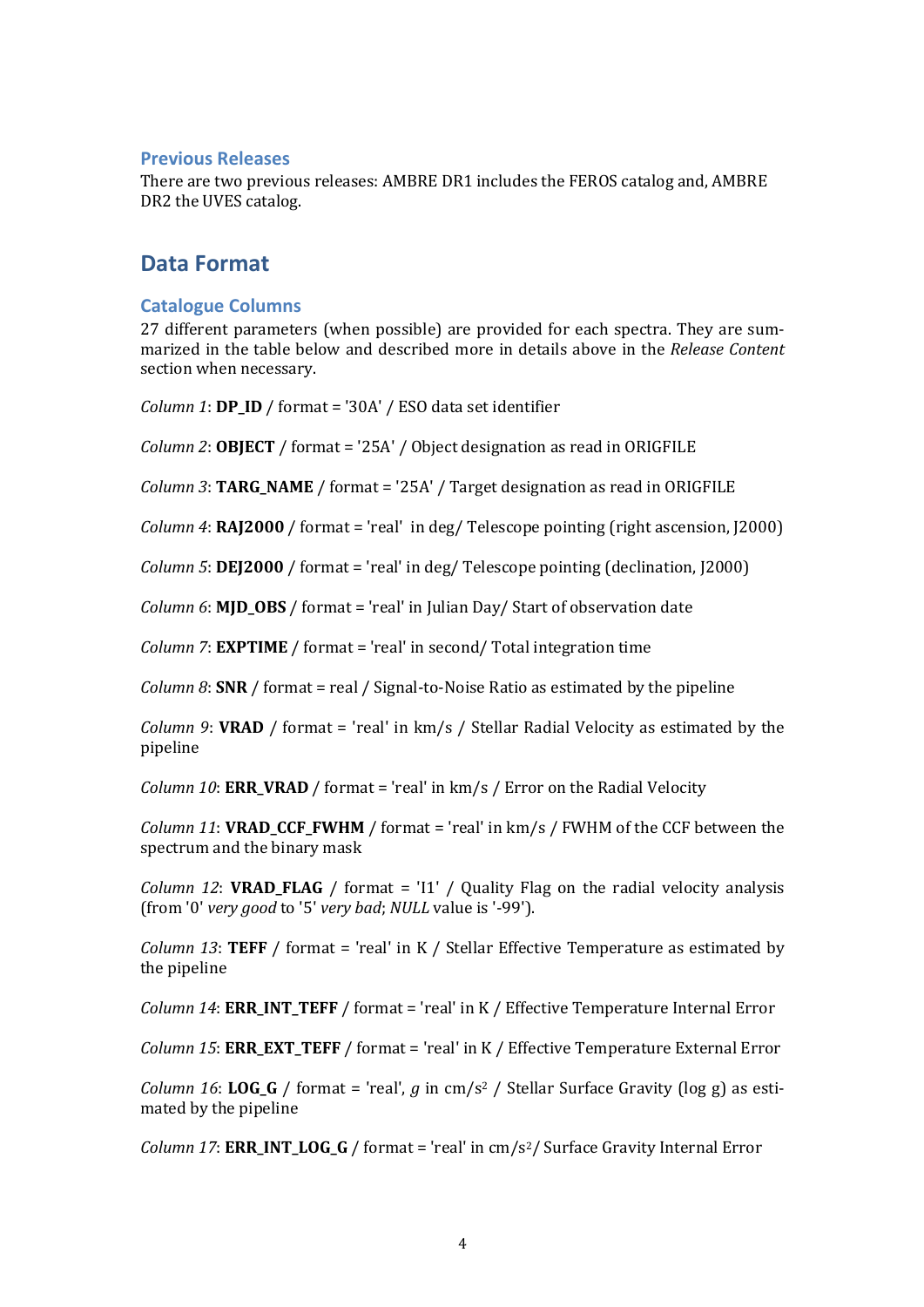### Previous Releases

There are two previous releases: AMBRE DR1 includes the FEROS catalog and, AMBRE DR2 the UVES catalog.

## Data Format

### Catalogue Columns

27 different parameters (when possible) are provided for each spectra. They are summarized in the table below and described more in details above in the *Release Content* section when necessary.

*Column 1*: **DP_ID** / format = '30A' / ESO data set identifier

*Column 2*: **OBJECT** / format = '25A' / Object designation as read in ORIGFILE

*Column 3*: **TARG_NAME** / format = '25A' / Target designation as read in ORIGFILE

*Column 4*: **RAJ2000** / format = 'real' in deg/ Telescope pointing (right ascension, J2000)

*Column 5*: **DEJ2000** / format = 'real' in deg/ Telescope pointing (declination, J2000)

*Column 6*: **MJD_OBS** / format = 'real' in Julian Day/ Start of observation date

*Column 7*: **EXPTIME** / format = 'real' in second/ Total integration time

*Column 8*: **SNR** / format = real / Signal-to-Noise Ratio as estimated by the pipeline

*Column 9*: **VRAD** / format = 'real' in km/s / Stellar Radial Velocity as estimated by the pipeline

*Column 10*: **ERR_VRAD** / format = 'real' in km/s / Error on the Radial Velocity

*Column 11*: **VRAD_CCF_FWHM** / format = 'real' in km/s / FWHM of the CCF between the spectrum and the binary mask

*Column 12*: **VRAD_FLAG** / format = 'I1' / Quality Flag on the radial velocity analysis (from '0' *very good* to '5' *very bad*; *NULL* value is '-99').

*Column 13*: **TEFF** / format = 'real' in K / Stellar Effective Temperature as estimated by the pipeline

*Column 14*: **ERR_INT_TEFF** / format = 'real' in K / Effective Temperature Internal Error

*Column 15*: **ERR_EXT_TEFF** / format = 'real' in K / Effective Temperature External Error

*Column 16*: **LOG_G** / format = 'real', $g$ in cm/s$^2$ / Stellar Surface Gravity (log g) as estimated by the pipeline

*Column 17*: **ERR_INT_LOG_G** / format = 'real' in cm/s$^2$/ Surface Gravity Internal Error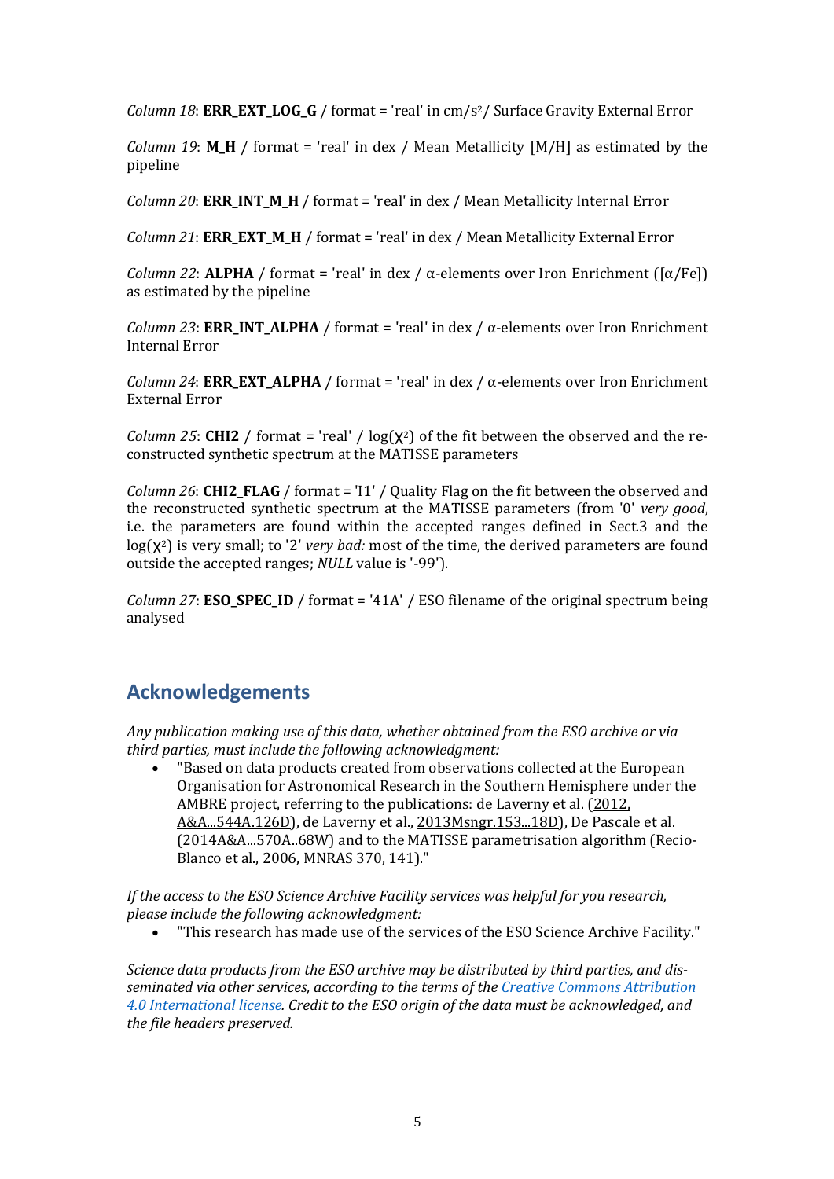*Column 18*: **ERR_EXT_LOG_G** / format = 'real' in cm/s$^2$/ Surface Gravity External Error

*Column 19*: **M_H** / format = 'real' in dex / Mean Metallicity [M/H] as estimated by the pipeline

*Column 20*: **ERR_INT_M_H** / format = 'real' in dex / Mean Metallicity Internal Error

*Column 21*: **ERR_EXT_M_H** / format = 'real' in dex / Mean Metallicity External Error

*Column 22*: **ALPHA** / format = 'real' in dex / α-elements over Iron Enrichment ([α/Fe]) as estimated by the pipeline

*Column 23*: **ERR_INT_ALPHA** / format = 'real' in dex / α-elements over Iron Enrichment Internal Error

*Column 24*: **ERR_EXT_ALPHA** / format = 'real' in dex / α-elements over Iron Enrichment External Error

*Column 25*: **CHI2** / format = 'real' / log($\chi^2$) of the fit between the observed and the reconstructed synthetic spectrum at the MATISSE parameters

*Column 26*: **CHI2_FLAG** / format = 'I1' / Quality Flag on the fit between the observed and the reconstructed synthetic spectrum at the MATISSE parameters (from '0' *very good*, i.e. the parameters are found within the accepted ranges defined in Sect.3 and the log($\chi^2$) is very small; to '2' *very bad:* most of the time, the derived parameters are found outside the accepted ranges; *NULL* value is '-99').

*Column 27*: **ESO_SPEC_ID** / format = '41A' / ESO filename of the original spectrum being analysed

## Acknowledgements

*Any publication making use of this data, whether obtained from the ESO archive or via third parties, must include the following acknowledgment:*

- "Based on data products created from observations collected at the European Organisation for Astronomical Research in the Southern Hemisphere under the AMBRE project, referring to the publications: de Laverny et al. (2012, A&A...544A.126D), de Laverny et al., 2013Msngr.153...18D), De Pascale et al. (2014A&A...570A..68W) and to the MATISSE parametrisation algorithm (Recio-Blanco et al., 2006, MNRAS 370, 141)."

*If the access to the ESO Science Archive Facility services was helpful for you research, please include the following acknowledgment:*

- "This research has made use of the services of the ESO Science Archive Facility."

*Science data products from the ESO archive may be distributed by third parties, and disseminated via other services, according to the terms of the Creative Commons Attribution 4.0 International license. Credit to the ESO origin of the data must be acknowledged, and the file headers preserved.*